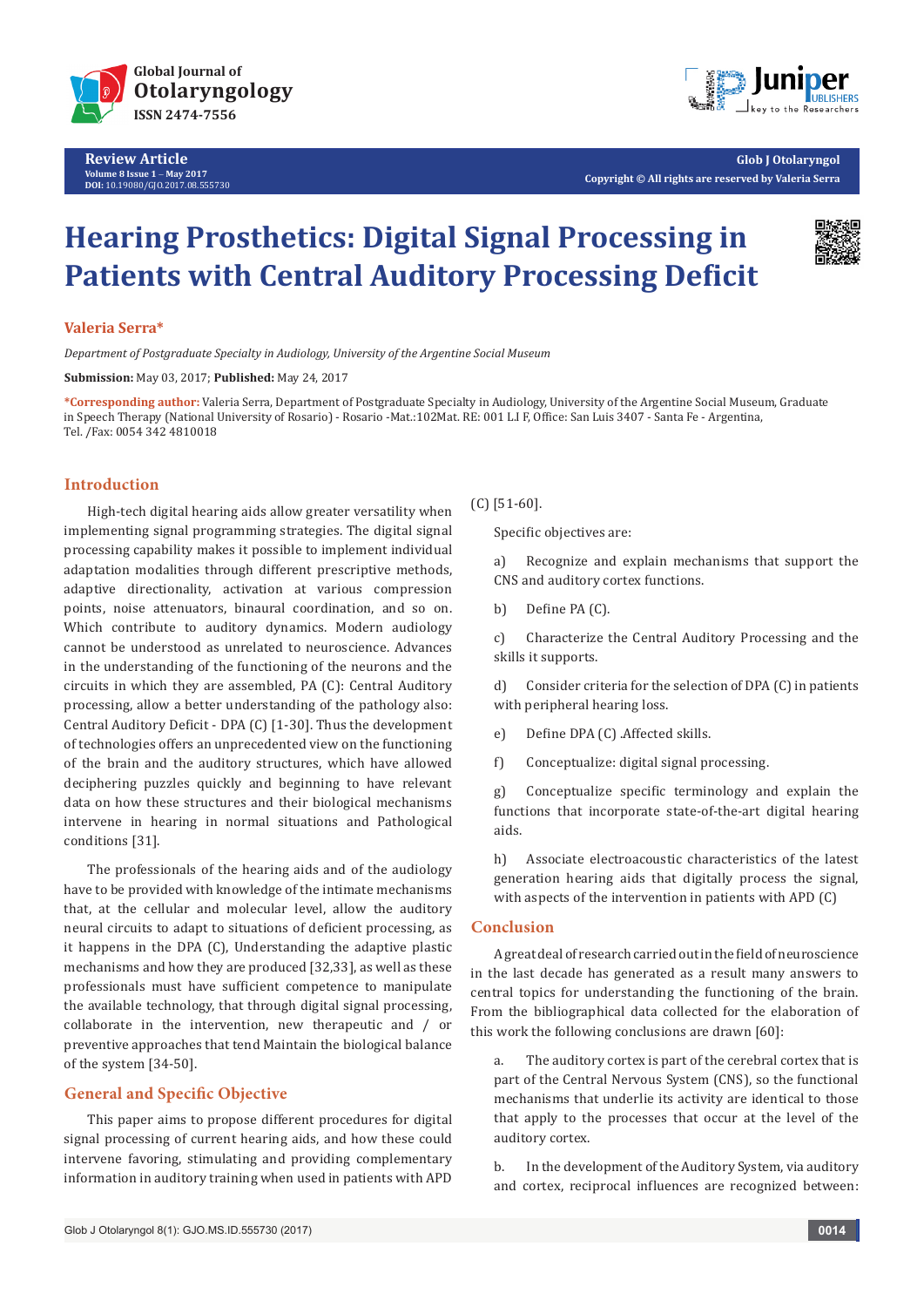Review Article

# Hearing Prosthetics: Digital Signal Processing in Patients with Central Auditory Processing Deficit

**Valeria Serra***

*Department of Postgraduate Specialty in Audiology, University of the Argentine Social Museum*

**Submission:** May 03, 2017; **Published:** May 24, 2017

***Corresponding author:** Valeria Serra, Department of Postgraduate Specialty in Audiology, University of the Argentine Social Museum, Graduate in Speech Therapy (National University of Rosario) - Rosario -Mat.:102Mat. RE: 001 L.I F, Office: San Luis 3407 - Santa Fe - Argentina, Tel. /Fax: 0054 342 4810018

## Introduction

High-tech digital hearing aids allow greater versatility when implementing signal programming strategies. The digital signal processing capability makes it possible to implement individual adaptation modalities through different prescriptive methods, adaptive directionality, activation at various compression points, noise attenuators, binaural coordination, and so on. Which contribute to auditory dynamics. Modern audiology cannot be understood as unrelated to neuroscience. Advances in the understanding of the functioning of the neurons and the circuits in which they are assembled, PA (C): Central Auditory processing, allow a better understanding of the pathology also: Central Auditory Deficit - DPA (C) [1-30]. Thus the development of technologies offers an unprecedented view on the functioning of the brain and the auditory structures, which have allowed deciphering puzzles quickly and beginning to have relevant data on how these structures and their biological mechanisms intervene in hearing in normal situations and Pathological conditions [31].

The professionals of the hearing aids and of the audiology have to be provided with knowledge of the intimate mechanisms that, at the cellular and molecular level, allow the auditory neural circuits to adapt to situations of deficient processing, as it happens in the DPA (C), Understanding the adaptive plastic mechanisms and how they are produced [32,33], as well as these professionals must have sufficient competence to manipulate the available technology, that through digital signal processing, collaborate in the intervention, new therapeutic and / or preventive approaches that tend Maintain the biological balance of the system [34-50].

## General and Specific Objective

This paper aims to propose different procedures for digital signal processing of current hearing aids, and how these could intervene favoring, stimulating and providing complementary information in auditory training when used in patients with APD (C) [51-60].

Specific objectives are:

a) Recognize and explain mechanisms that support the CNS and auditory cortex functions.

b) Define PA (C).

c) Characterize the Central Auditory Processing and the skills it supports.

d) Consider criteria for the selection of DPA (C) in patients with peripheral hearing loss.

e) Define DPA (C) .Affected skills.

f) Conceptualize: digital signal processing.

g) Conceptualize specific terminology and explain the functions that incorporate state-of-the-art digital hearing aids.

h) Associate electroacoustic characteristics of the latest generation hearing aids that digitally process the signal, with aspects of the intervention in patients with APD (C)

## Conclusion

A great deal of research carried out in the field of neuroscience in the last decade has generated as a result many answers to central topics for understanding the functioning of the brain. From the bibliographical data collected for the elaboration of this work the following conclusions are drawn [60]:

a. The auditory cortex is part of the cerebral cortex that is part of the Central Nervous System (CNS), so the functional mechanisms that underlie its activity are identical to those that apply to the processes that occur at the level of the auditory cortex.

b. In the development of the Auditory System, via auditory and cortex, reciprocal influences are recognized between: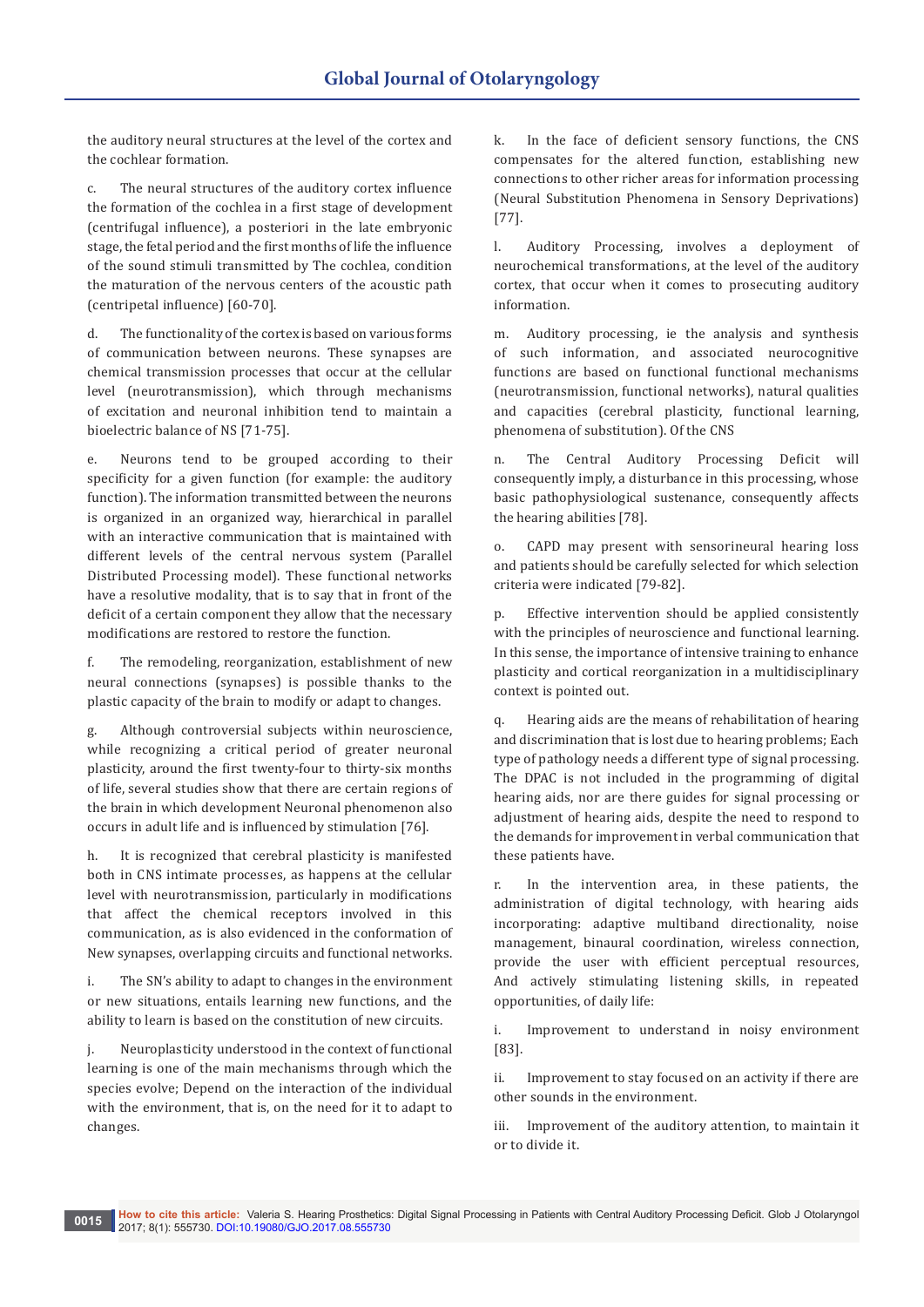the auditory neural structures at the level of the cortex and the cochlear formation.

c. The neural structures of the auditory cortex influence the formation of the cochlea in a first stage of development (centrifugal influence), a posteriori in the late embryonic stage, the fetal period and the first months of life the influence of the sound stimuli transmitted by The cochlea, condition the maturation of the nervous centers of the acoustic path (centripetal influence) [60-70].

d. The functionality of the cortex is based on various forms of communication between neurons. These synapses are chemical transmission processes that occur at the cellular level (neurotransmission), which through mechanisms of excitation and neuronal inhibition tend to maintain a bioelectric balance of NS [71-75].

e. Neurons tend to be grouped according to their specificity for a given function (for example: the auditory function). The information transmitted between the neurons is organized in an organized way, hierarchical in parallel with an interactive communication that is maintained with different levels of the central nervous system (Parallel Distributed Processing model). These functional networks have a resolutive modality, that is to say that in front of the deficit of a certain component they allow that the necessary modifications are restored to restore the function.

f. The remodeling, reorganization, establishment of new neural connections (synapses) is possible thanks to the plastic capacity of the brain to modify or adapt to changes.

g. Although controversial subjects within neuroscience, while recognizing a critical period of greater neuronal plasticity, around the first twenty-four to thirty-six months of life, several studies show that there are certain regions of the brain in which development Neuronal phenomenon also occurs in adult life and is influenced by stimulation [76].

h. It is recognized that cerebral plasticity is manifested both in CNS intimate processes, as happens at the cellular level with neurotransmission, particularly in modifications that affect the chemical receptors involved in this communication, as is also evidenced in the conformation of New synapses, overlapping circuits and functional networks.

i. The SN's ability to adapt to changes in the environment or new situations, entails learning new functions, and the ability to learn is based on the constitution of new circuits.

j. Neuroplasticity understood in the context of functional learning is one of the main mechanisms through which the species evolve; Depend on the interaction of the individual with the environment, that is, on the need for it to adapt to changes.

k. In the face of deficient sensory functions, the CNS compensates for the altered function, establishing new connections to other richer areas for information processing (Neural Substitution Phenomena in Sensory Deprivations) [77].

l. Auditory Processing, involves a deployment of neurochemical transformations, at the level of the auditory cortex, that occur when it comes to prosecuting auditory information.

m. Auditory processing, ie the analysis and synthesis of such information, and associated neurocognitive functions are based on functional functional mechanisms (neurotransmission, functional networks), natural qualities and capacities (cerebral plasticity, functional learning, phenomena of substitution). Of the CNS

n. The Central Auditory Processing Deficit will consequently imply, a disturbance in this processing, whose basic pathophysiological sustenance, consequently affects the hearing abilities [78].

o. CAPD may present with sensorineural hearing loss and patients should be carefully selected for which selection criteria were indicated [79-82].

p. Effective intervention should be applied consistently with the principles of neuroscience and functional learning. In this sense, the importance of intensive training to enhance plasticity and cortical reorganization in a multidisciplinary context is pointed out.

q. Hearing aids are the means of rehabilitation of hearing and discrimination that is lost due to hearing problems; Each type of pathology needs a different type of signal processing. The DPAC is not included in the programming of digital hearing aids, nor are there guides for signal processing or adjustment of hearing aids, despite the need to respond to the demands for improvement in verbal communication that these patients have.

r. In the intervention area, in these patients, the administration of digital technology, with hearing aids incorporating: adaptive multiband directionality, noise management, binaural coordination, wireless connection, provide the user with efficient perceptual resources, And actively stimulating listening skills, in repeated opportunities, of daily life:

i. Improvement to understand in noisy environment [83].

ii. Improvement to stay focused on an activity if there are other sounds in the environment.

iii. Improvement of the auditory attention, to maintain it or to divide it.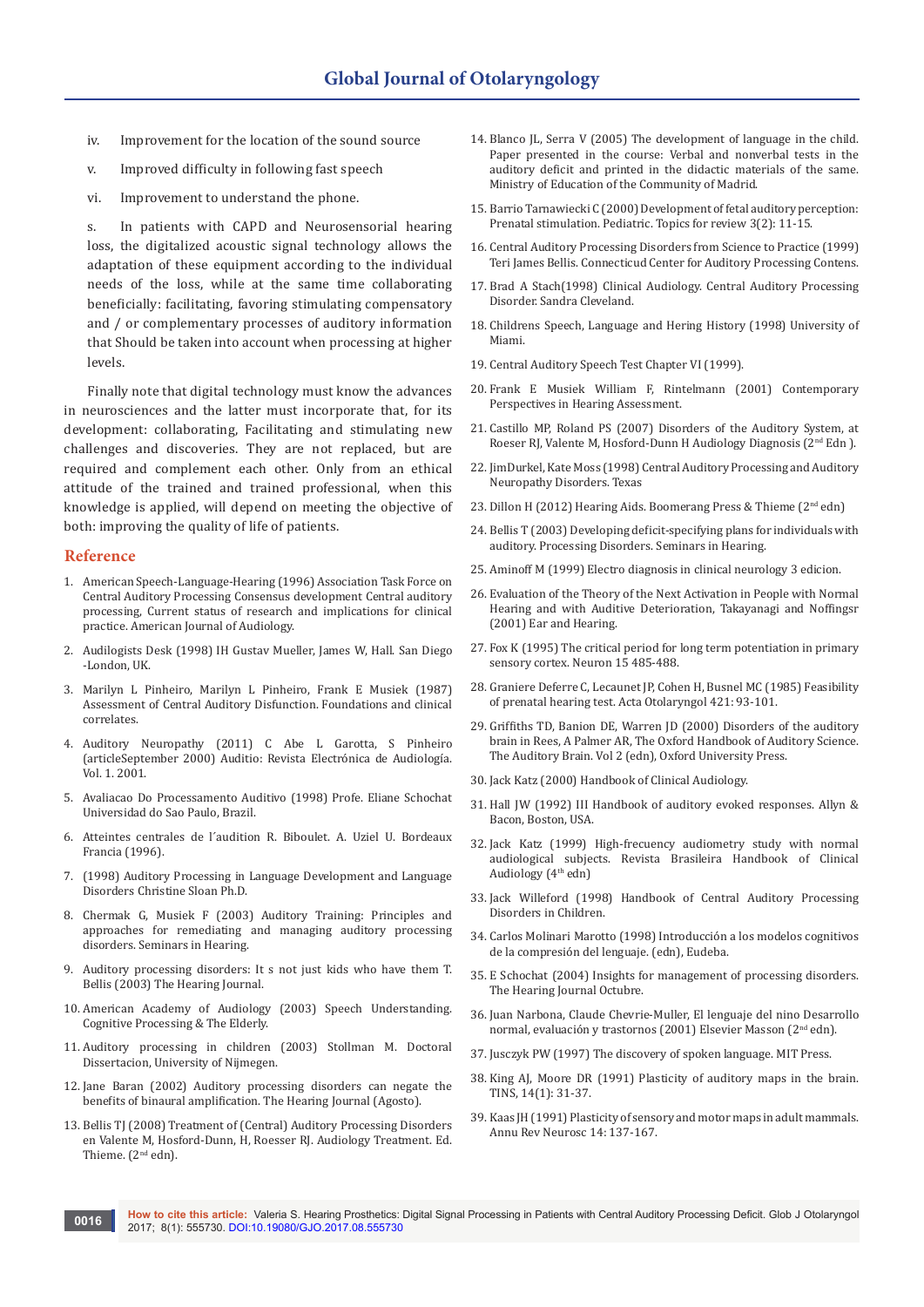iv. Improvement for the location of the sound source

v. Improved difficulty in following fast speech

vi. Improvement to understand the phone.

s. In patients with CAPD and Neurosensorial hearing loss, the digitalized acoustic signal technology allows the adaptation of these equipment according to the individual needs of the loss, while at the same time collaborating beneficially: facilitating, favoring stimulating compensatory and / or complementary processes of auditory information that Should be taken into account when processing at higher levels.

Finally note that digital technology must know the advances in neurosciences and the latter must incorporate that, for its development: collaborating, Facilitating and stimulating new challenges and discoveries. They are not replaced, but are required and complement each other. Only from an ethical attitude of the trained and trained professional, when this knowledge is applied, will depend on meeting the objective of both: improving the quality of life of patients.

## Reference

1. American Speech-Language-Hearing (1996) Association Task Force on Central Auditory Processing Consensus development Central auditory processing, Current status of research and implications for clinical practice. American Journal of Audiology.
2. Audilogists Desk (1998) IH Gustav Mueller, James W, Hall. San Diego -London, UK.
3. Marilyn L Pinheiro, Marilyn L Pinheiro, Frank E Musiek (1987) Assessment of Central Auditory Disfunction. Foundations and clinical correlates.
4. Auditory Neuropathy (2011) C Abe L Garotta, S Pinheiro (articleSeptember 2000) Auditio: Revista Electrónica de Audiología. Vol. 1. 2001.
5. Avaliacao Do Processamento Auditivo (1998) Profe. Eliane Schochat Universidad do Sao Paulo, Brazil.
6. Atteintes centrales de l´audition R. Biboulet. A. Uziel U. Bordeaux Francia (1996).
7. (1998) Auditory Processing in Language Development and Language Disorders Christine Sloan Ph.D.
8. Chermak G, Musiek F (2003) Auditory Training: Principles and approaches for remediating and managing auditory processing disorders. Seminars in Hearing.
9. Auditory processing disorders: It s not just kids who have them T. Bellis (2003) The Hearing Journal.
10. American Academy of Audiology (2003) Speech Understanding. Cognitive Processing & The Elderly.
11. Auditory processing in children (2003) Stollman M. Doctoral Dissertacion, University of Nijmegen.
12. Jane Baran (2002) Auditory processing disorders can negate the benefits of binaural amplification. The Hearing Journal (Agosto).
13. Bellis TJ (2008) Treatment of (Central) Auditory Processing Disorders en Valente M, Hosford-Dunn, H, Roesser RJ. Audiology Treatment. Ed. Thieme. (2nd edn).
14. Blanco JL, Serra V (2005) The development of language in the child. Paper presented in the course: Verbal and nonverbal tests in the auditory deficit and printed in the didactic materials of the same. Ministry of Education of the Community of Madrid.
15. Barrio Tarnawiecki C (2000) Development of fetal auditory perception: Prenatal stimulation. Pediatric. Topics for review 3(2): 11-15.
16. Central Auditory Processing Disorders from Science to Practice (1999) Teri James Bellis. Connecticud Center for Auditory Processing Contens.
17. Brad A Stach(1998) Clinical Audiology. Central Auditory Processing Disorder. Sandra Cleveland.
18. Childrens Speech, Language and Hering History (1998) University of Miami.
19. Central Auditory Speech Test Chapter VI (1999).
20. Frank E Musiek William F, Rintelmann (2001) Contemporary Perspectives in Hearing Assessment.
21. Castillo MP, Roland PS (2007) Disorders of the Auditory System, at Roeser RJ, Valente M, Hosford-Dunn H Audiology Diagnosis (2nd Edn ).
22. JimDurkel, Kate Moss (1998) Central Auditory Processing and Auditory Neuropathy Disorders. Texas
23. Dillon H (2012) Hearing Aids. Boomerang Press & Thieme (2nd edn)
24. Bellis T (2003) Developing deficit-specifying plans for individuals with auditory. Processing Disorders. Seminars in Hearing.
25. Aminoff M (1999) Electro diagnosis in clinical neurology 3 edicion.
26. Evaluation of the Theory of the Next Activation in People with Normal Hearing and with Auditive Deterioration, Takayanagi and Noffingsr (2001) Ear and Hearing.
27. Fox K (1995) The critical period for long term potentiation in primary sensory cortex. Neuron 15 485-488.
28. Graniere Deferre C, Lecaunet JP, Cohen H, Busnel MC (1985) Feasibility of prenatal hearing test. Acta Otolaryngol 421: 93-101.
29. Griffiths TD, Banion DE, Warren JD (2000) Disorders of the auditory brain in Rees, A Palmer AR, The Oxford Handbook of Auditory Science. The Auditory Brain. Vol 2 (edn), Oxford University Press.
30. Jack Katz (2000) Handbook of Clinical Audiology.
31. Hall JW (1992) III Handbook of auditory evoked responses. Allyn & Bacon, Boston, USA.
32. Jack Katz (1999) High-frecuency audiometry study with normal audiological subjects. Revista Brasileira Handbook of Clinical Audiology (4th edn)
33. Jack Willeford (1998) Handbook of Central Auditory Processing Disorders in Children.
34. Carlos Molinari Marotto (1998) Introducción a los modelos cognitivos de la compresión del lenguaje. (edn), Eudeba.
35. E Schochat (2004) Insights for management of processing disorders. The Hearing Journal Octubre.
36. Juan Narbona, Claude Chevrie-Muller, El lenguaje del nino Desarrollo normal, evaluación y trastornos (2001) Elsevier Masson (2nd edn).
37. Jusczyk PW (1997) The discovery of spoken language. MIT Press.
38. King AJ, Moore DR (1991) Plasticity of auditory maps in the brain. TINS, 14(1): 31-37.
39. Kaas JH (1991) Plasticity of sensory and motor maps in adult mammals. Annu Rev Neurosc 14: 137-167.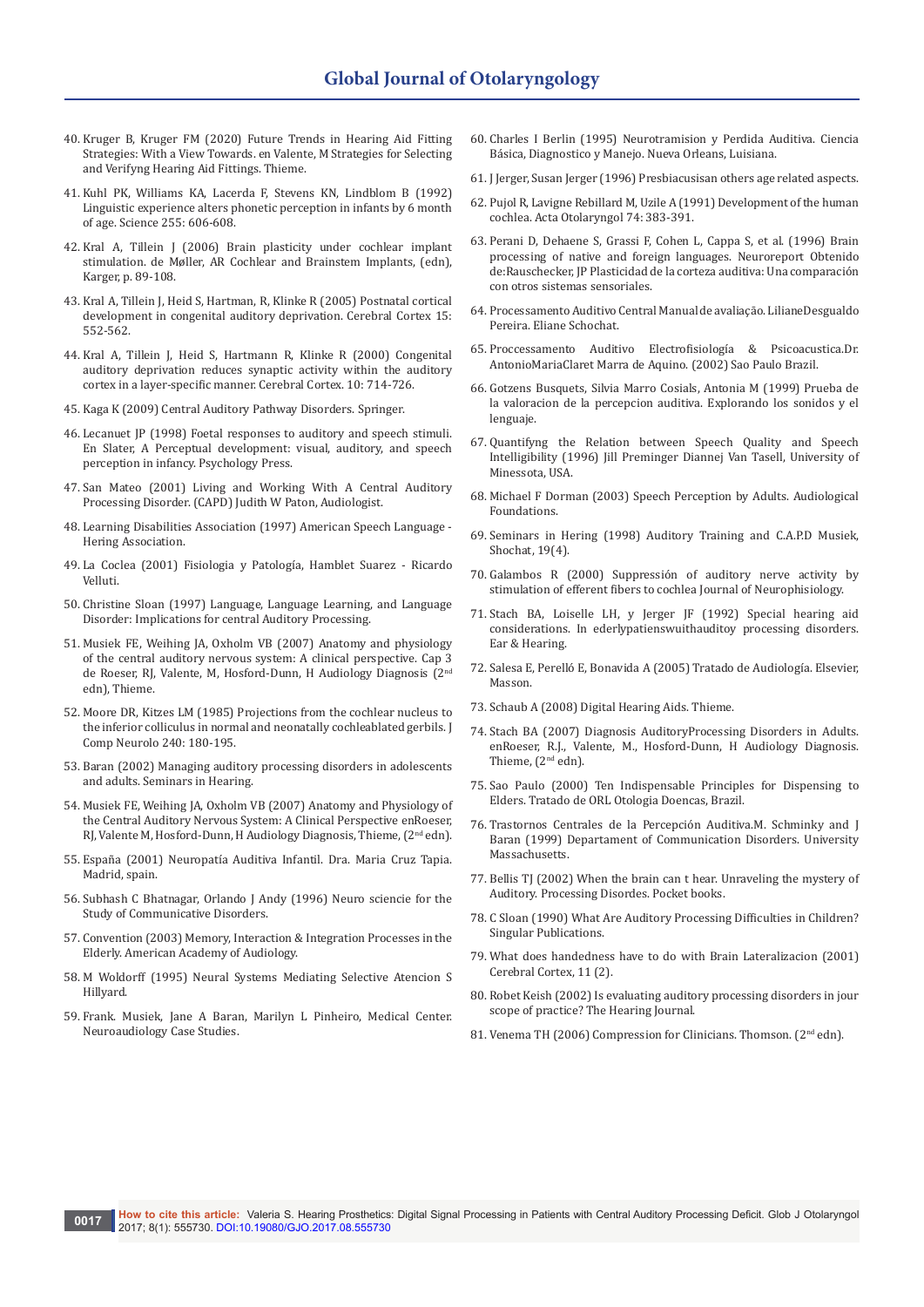40. Kruger B, Kruger FM (2020) Future Trends in Hearing Aid Fitting Strategies: With a View Towards. en Valente, M Strategies for Selecting and Verifyng Hearing Aid Fittings. Thieme.
41. Kuhl PK, Williams KA, Lacerda F, Stevens KN, Lindblom B (1992) Linguistic experience alters phonetic perception in infants by 6 month of age. Science 255: 606-608.
42. Kral A, Tillein J (2006) Brain plasticity under cochlear implant stimulation. de Møller, AR Cochlear and Brainstem Implants, (edn), Karger, p. 89-108.
43. Kral A, Tillein J, Heid S, Hartman, R, Klinke R (2005) Postnatal cortical development in congenital auditory deprivation. Cerebral Cortex 15: 552-562.
44. Kral A, Tillein J, Heid S, Hartmann R, Klinke R (2000) Congenital auditory deprivation reduces synaptic activity within the auditory cortex in a layer-specific manner. Cerebral Cortex. 10: 714-726.
45. Kaga K (2009) Central Auditory Pathway Disorders. Springer.
46. Lecanuet JP (1998) Foetal responses to auditory and speech stimuli. En Slater, A Perceptual development: visual, auditory, and speech perception in infancy. Psychology Press.
47. San Mateo (2001) Living and Working With A Central Auditory Processing Disorder. (CAPD) Judith W Paton, Audiologist.
48. Learning Disabilities Association (1997) American Speech Language - Hering Association.
49. La Coclea (2001) Fisiologia y Patología, Hamblet Suarez - Ricardo Velluti.
50. Christine Sloan (1997) Language, Language Learning, and Language Disorder: Implications for central Auditory Processing.
51. Musiek FE, Weihing JA, Oxholm VB (2007) Anatomy and physiology of the central auditory nervous system: A clinical perspective. Cap 3 de Roeser, RJ, Valente, M, Hosford-Dunn, H Audiology Diagnosis (2nd edn), Thieme.
52. Moore DR, Kitzes LM (1985) Projections from the cochlear nucleus to the inferior colliculus in normal and neonatally cochleablated gerbils. J Comp Neurolo 240: 180-195.
53. Baran (2002) Managing auditory processing disorders in adolescents and adults. Seminars in Hearing.
54. Musiek FE, Weihing JA, Oxholm VB (2007) Anatomy and Physiology of the Central Auditory Nervous System: A Clinical Perspective enRoeser, RJ, Valente M, Hosford-Dunn, H Audiology Diagnosis, Thieme, (2nd edn).
55. España (2001) Neuropatía Auditiva Infantil. Dra. Maria Cruz Tapia. Madrid, spain.
56. Subhash C Bhatnagar, Orlando J Andy (1996) Neuro sciencie for the Study of Communicative Disorders.
57. Convention (2003) Memory, Interaction & Integration Processes in the Elderly. American Academy of Audiology.
58. M Woldorff (1995) Neural Systems Mediating Selective Atencion S Hillyard.
59. Frank. Musiek, Jane A Baran, Marilyn L Pinheiro, Medical Center. Neuroaudiology Case Studies.
60. Charles I Berlin (1995) Neurotramision y Perdida Auditiva. Ciencia Básica, Diagnostico y Manejo. Nueva Orleans, Luisiana.
61. J Jerger, Susan Jerger (1996) Presbiacusisan others age related aspects.
62. Pujol R, Lavigne Rebillard M, Uzile A (1991) Development of the human cochlea. Acta Otolaryngol 74: 383-391.
63. Perani D, Dehaene S, Grassi F, Cohen L, Cappa S, et al. (1996) Brain processing of native and foreign languages. Neuroreport Obtenido de:Rauschecker, JP Plasticidad de la corteza auditiva: Una comparación con otros sistemas sensoriales.
64. Processamento Auditivo Central Manual de avaliação. LilianeDesgualdo Pereira. Eliane Schochat.
65. Proccessamento Auditivo Electrofisiología & Psicoacustica.Dr. AntonioMariaClaret Marra de Aquino. (2002) Sao Paulo Brazil.
66. Gotzens Busquets, Silvia Marro Cosials, Antonia M (1999) Prueba de la valoracion de la percepcion auditiva. Explorando los sonidos y el lenguaje.
67. Quantifyng the Relation between Speech Quality and Speech Intelligibility (1996) Jill Preminger Diannej Van Tasell, University of Minessota, USA.
68. Michael F Dorman (2003) Speech Perception by Adults. Audiological Foundations.
69. Seminars in Hering (1998) Auditory Training and C.A.P.D Musiek, Shochat, 19(4).
70. Galambos R (2000) Suppressión of auditory nerve activity by stimulation of efferent fibers to cochlea Journal of Neurophisiology.
71. Stach BA, Loiselle LH, y Jerger JF (1992) Special hearing aid considerations. In ederlypatienswuithauditoy processing disorders. Ear & Hearing.
72. Salesa E, Perelló E, Bonavida A (2005) Tratado de Audiología. Elsevier, Masson.
73. Schaub A (2008) Digital Hearing Aids. Thieme.
74. Stach BA (2007) Diagnosis AuditoryProcessing Disorders in Adults. enRoeser, R.J., Valente, M., Hosford-Dunn, H Audiology Diagnosis. Thieme, (2nd edn).
75. Sao Paulo (2000) Ten Indispensable Principles for Dispensing to Elders. Tratado de ORL Otologia Doencas, Brazil.
76. Trastornos Centrales de la Percepción Auditiva.M. Schminky and J Baran (1999) Departament of Communication Disorders. University Massachusetts.
77. Bellis TJ (2002) When the brain can t hear. Unraveling the mystery of Auditory. Processing Disordes. Pocket books.
78. C Sloan (1990) What Are Auditory Processing Difficulties in Children? Singular Publications.
79. What does handedness have to do with Brain Lateralizacion (2001) Cerebral Cortex, 11 (2).
80. Robet Keish (2002) Is evaluating auditory processing disorders in jour scope of practice? The Hearing Journal.
81. Venema TH (2006) Compression for Clinicians. Thomson. (2nd edn).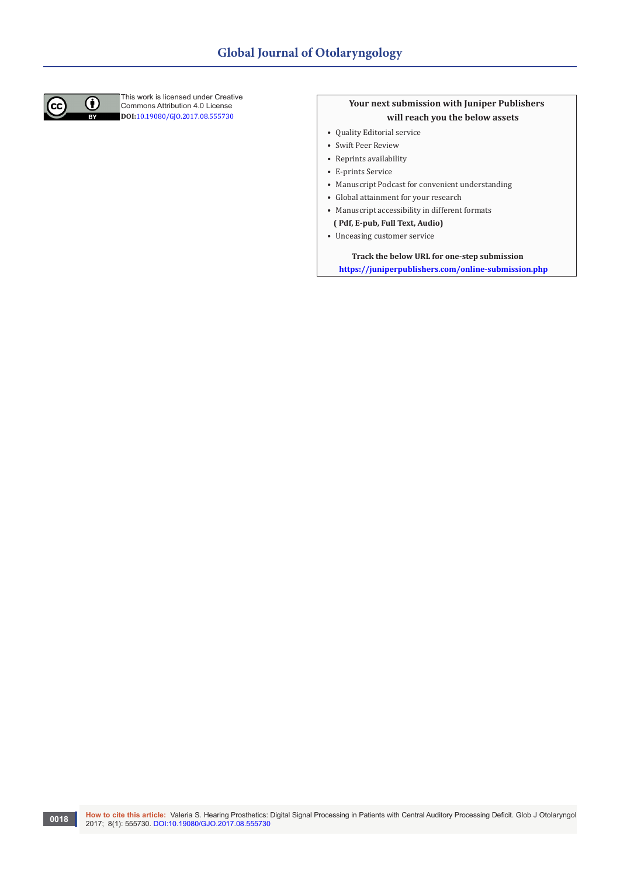This work is licensed under Creative Commons Attribution 4.0 License
**DOI:** 10.19080/GJO.2017.08.555730

**Your next submission with Juniper Publishers will reach you the below assets**

- Quality Editorial service
- Swift Peer Review
- Reprints availability
- E-prints Service
- Manuscript Podcast for convenient understanding
- Global attainment for your research
- Manuscript accessibility in different formats

**( Pdf, E-pub, Full Text, Audio)**

- Unceasing customer service

**Track the below URL for one-step submission**
**https://juniperpublishers.com/online-submission.php**

**How to cite this article:** Valeria S. Hearing Prosthetics: Digital Signal Processing in Patients with Central Auditory Processing Deficit. Glob J Otolaryngol 2017; 8(1): 555730. DOI:10.19080/GJO.2017.08.555730